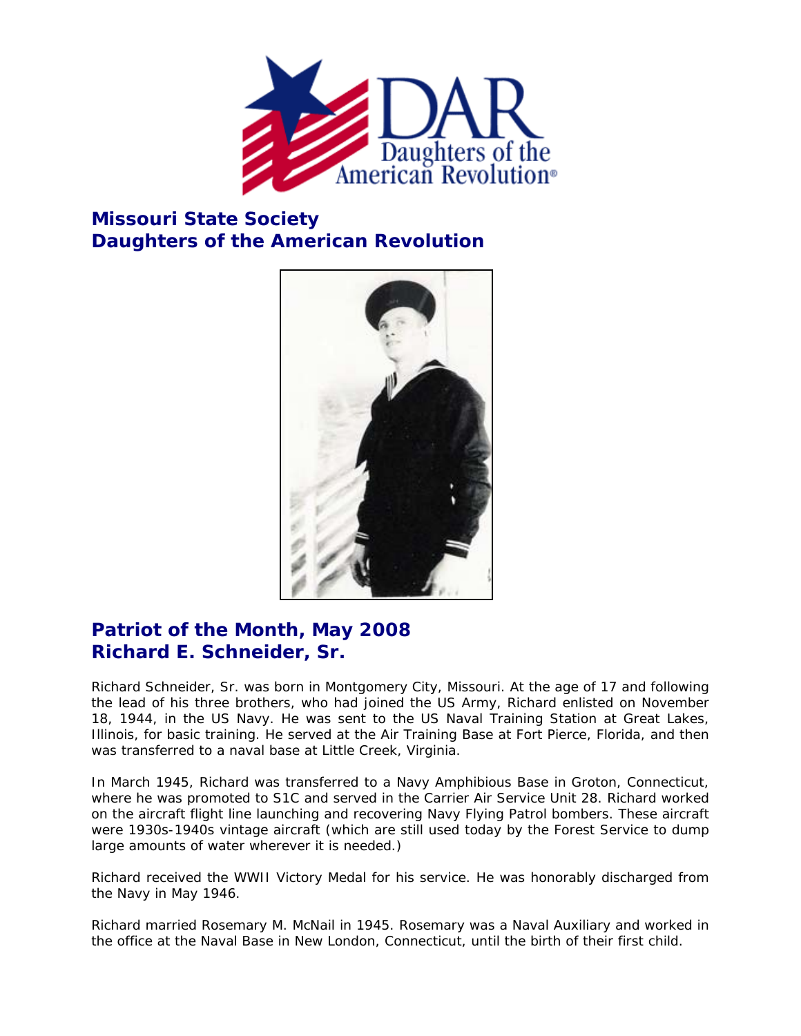## Missouri State Society
## Daughters of the American Revolution

## Patriot of the Month, May 2008
## Richard E. Schneider, Sr.

Richard Schneider, Sr. was born in Montgomery City, Missouri. At the age of 17 and following the lead of his three brothers, who had joined the US Army, Richard enlisted on November 18, 1944, in the US Navy. He was sent to the US Naval Training Station at Great Lakes, Illinois, for basic training. He served at the Air Training Base at Fort Pierce, Florida, and then was transferred to a naval base at Little Creek, Virginia.

In March 1945, Richard was transferred to a Navy Amphibious Base in Groton, Connecticut, where he was promoted to S1C and served in the Carrier Air Service Unit 28. Richard worked on the aircraft flight line launching and recovering Navy Flying Patrol bombers. These aircraft were 1930s-1940s vintage aircraft (which are still used today by the Forest Service to dump large amounts of water wherever it is needed.)

Richard received the WWII Victory Medal for his service. He was honorably discharged from the Navy in May 1946.

Richard married Rosemary M. McNail in 1945. Rosemary was a Naval Auxiliary and worked in the office at the Naval Base in New London, Connecticut, until the birth of their first child.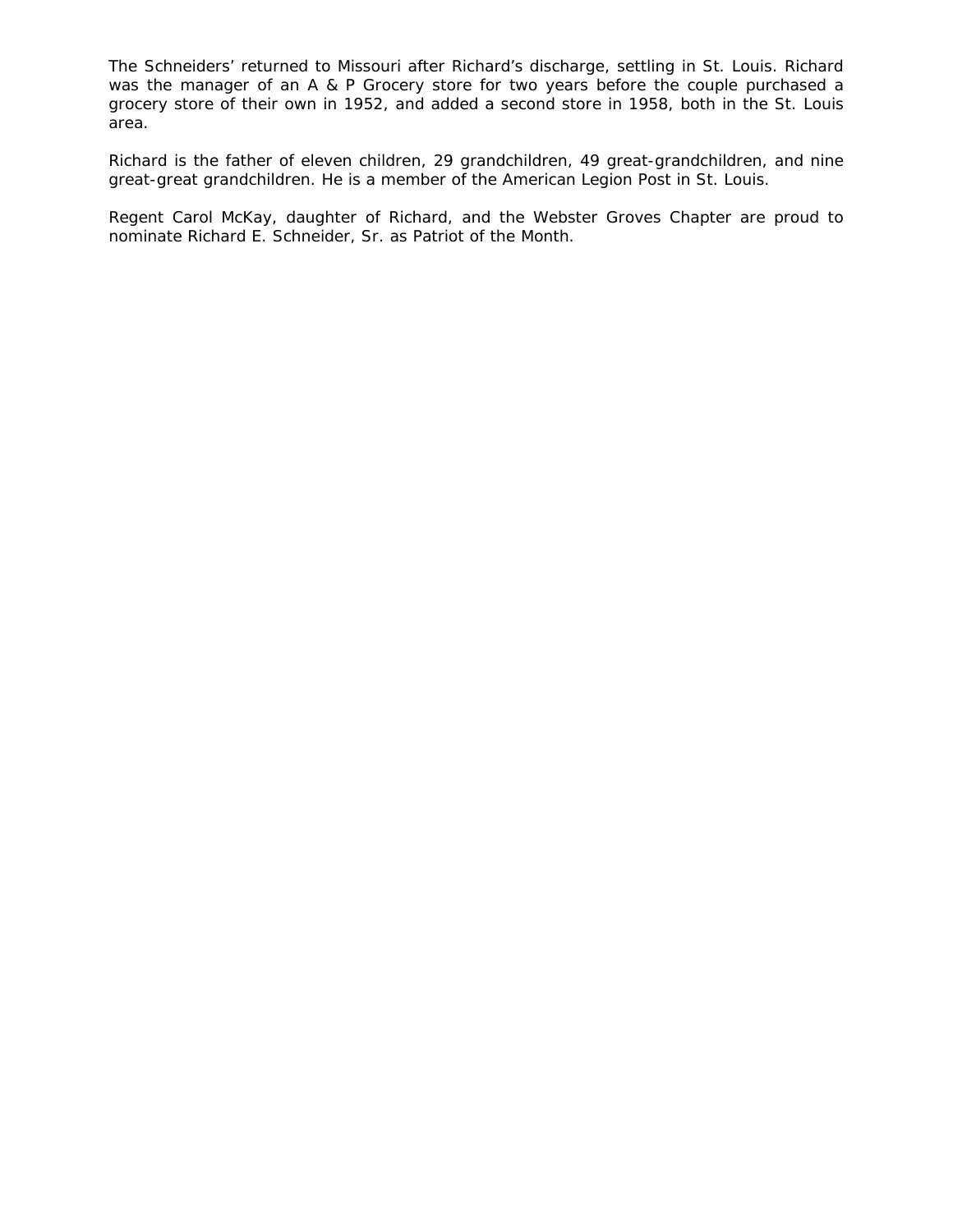The Schneiders' returned to Missouri after Richard's discharge, settling in St. Louis. Richard was the manager of an A & P Grocery store for two years before the couple purchased a grocery store of their own in 1952, and added a second store in 1958, both in the St. Louis area.

Richard is the father of eleven children, 29 grandchildren, 49 great-grandchildren, and nine great-great grandchildren. He is a member of the American Legion Post in St. Louis.

Regent Carol McKay, daughter of Richard, and the Webster Groves Chapter are proud to nominate Richard E. Schneider, Sr. as Patriot of the Month.